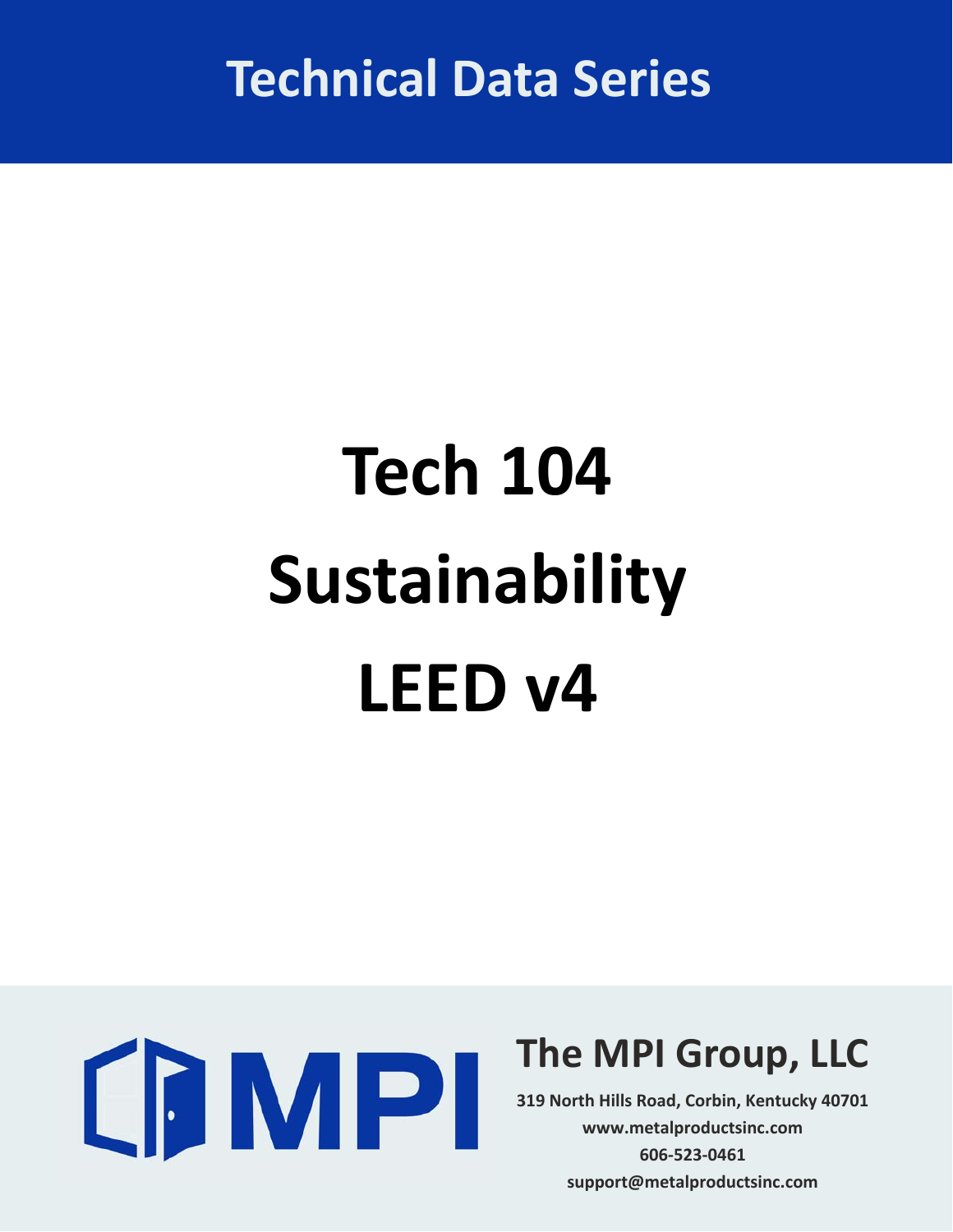# Technical Data Series

# Tech 104
# Sustainability
# LEED v4

MPI

## The MPI Group, LLC

**319 North Hills Road, Corbin, Kentucky 40701**
**www.metalproductsinc.com**
**606-523-0461**
**support@metalproductsinc.com**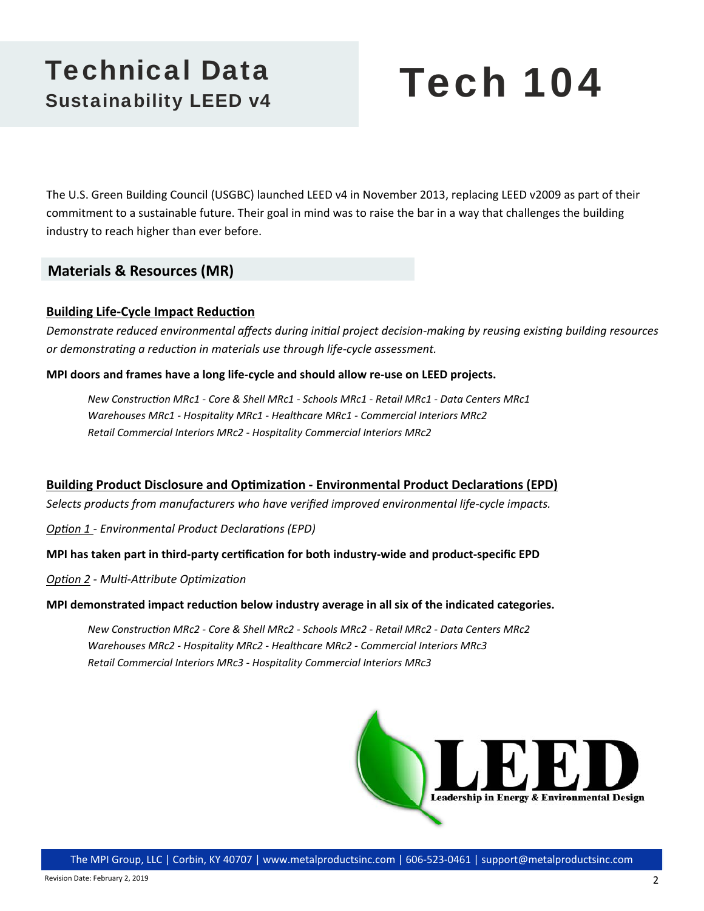# Technical Data

## Sustainability LEED v4

# Tech 104

The U.S. Green Building Council (USGBC) launched LEED v4 in November 2013, replacing LEED v2009 as part of their commitment to a sustainable future. Their goal in mind was to raise the bar in a way that challenges the building industry to reach higher than ever before.

## Materials & Resources (MR)

### Building Life-Cycle Impact Reduction

*Demonstrate reduced environmental affects during initial project decision-making by reusing existing building resources or demonstrating a reduction in materials use through life-cycle assessment.*

**MPI doors and frames have a long life-cycle and should allow re-use on LEED projects.**

*New Construction MRc1 - Core & Shell MRc1 - Schools MRc1 - Retail MRc1 - Data Centers MRc1*
*Warehouses MRc1 - Hospitality MRc1 - Healthcare MRc1 - Commercial Interiors MRc2*
*Retail Commercial Interiors MRc2 - Hospitality Commercial Interiors MRc2*

### Building Product Disclosure and Optimization - Environmental Product Declarations (EPD)

*Selects products from manufacturers who have verified improved environmental life-cycle impacts.*

*Option 1 - Environmental Product Declarations (EPD)*

**MPI has taken part in third-party certification for both industry-wide and product-specific EPD**

*Option 2 - Multi-Attribute Optimization*

**MPI demonstrated impact reduction below industry average in all six of the indicated categories.**

*New Construction MRc2 - Core & Shell MRc2 - Schools MRc2 - Retail MRc2 - Data Centers MRc2*
*Warehouses MRc2 - Hospitality MRc2 - Healthcare MRc2 - Commercial Interiors MRc3*
*Retail Commercial Interiors MRc3 - Hospitality Commercial Interiors MRc3*

LEED
Leadership in Energy & Environmental Design

The MPI Group, LLC | Corbin, KY 40707 | www.metalproductsinc.com | 606-523-0461 | support@metalproductsinc.com

Revision Date: February 2, 2019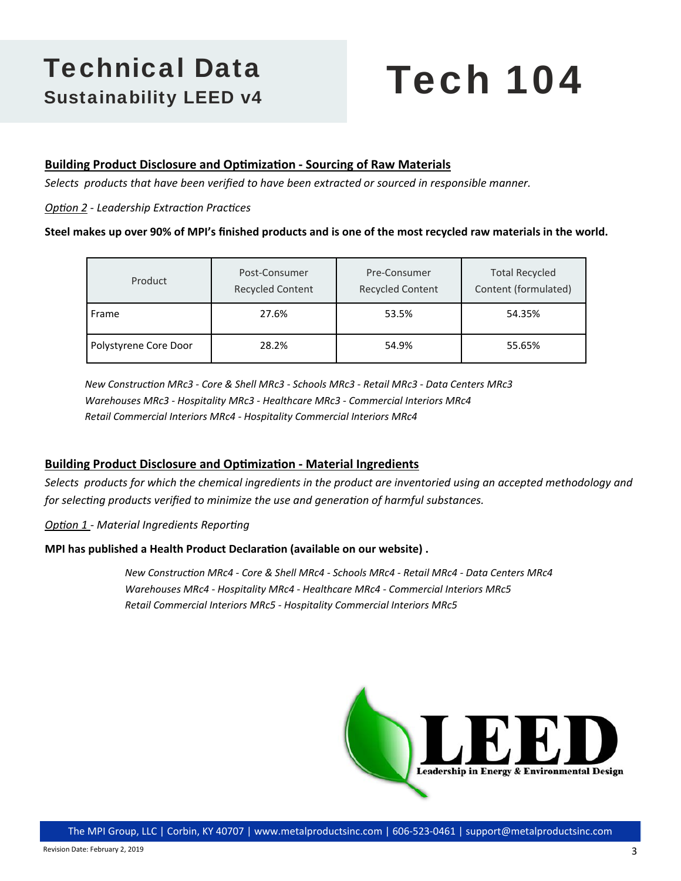# Technical Data

## Sustainability LEED v4

# Tech 104

**Building Product Disclosure and Optimization - Sourcing of Raw Materials**

*Selects products that have been verified to have been extracted or sourced in responsible manner.*

*Option 2 - Leadership Extraction Practices*

**Steel makes up over 90% of MPI's finished products and is one of the most recycled raw materials in the world.**

| Product | Post-Consumer Recycled Content | Pre-Consumer Recycled Content | Total Recycled Content (formulated) |
|---|---|---|---|
| Frame | 27.6% | 53.5% | 54.35% |
| Polystyrene Core Door | 28.2% | 54.9% | 55.65% |

*New Construction MRc3 - Core & Shell MRc3 - Schools MRc3 - Retail MRc3 - Data Centers MRc3*
*Warehouses MRc3 - Hospitality MRc3 - Healthcare MRc3 - Commercial Interiors MRc4*
*Retail Commercial Interiors MRc4 - Hospitality Commercial Interiors MRc4*

**Building Product Disclosure and Optimization - Material Ingredients**

*Selects products for which the chemical ingredients in the product are inventoried using an accepted methodology and for selecting products verified to minimize the use and generation of harmful substances.*

*Option 1 - Material Ingredients Reporting*

**MPI has published a Health Product Declaration (available on our website) .**

*New Construction MRc4 - Core & Shell MRc4 - Schools MRc4 - Retail MRc4 - Data Centers MRc4*
*Warehouses MRc4 - Hospitality MRc4 - Healthcare MRc4 - Commercial Interiors MRc5*
*Retail Commercial Interiors MRc5 - Hospitality Commercial Interiors MRc5*

LEED
Leadership in Energy & Environmental Design

The MPI Group, LLC | Corbin, KY 40707 | www.metalproductsinc.com | 606-523-0461 | support@metalproductsinc.com

Revision Date: February 2, 2019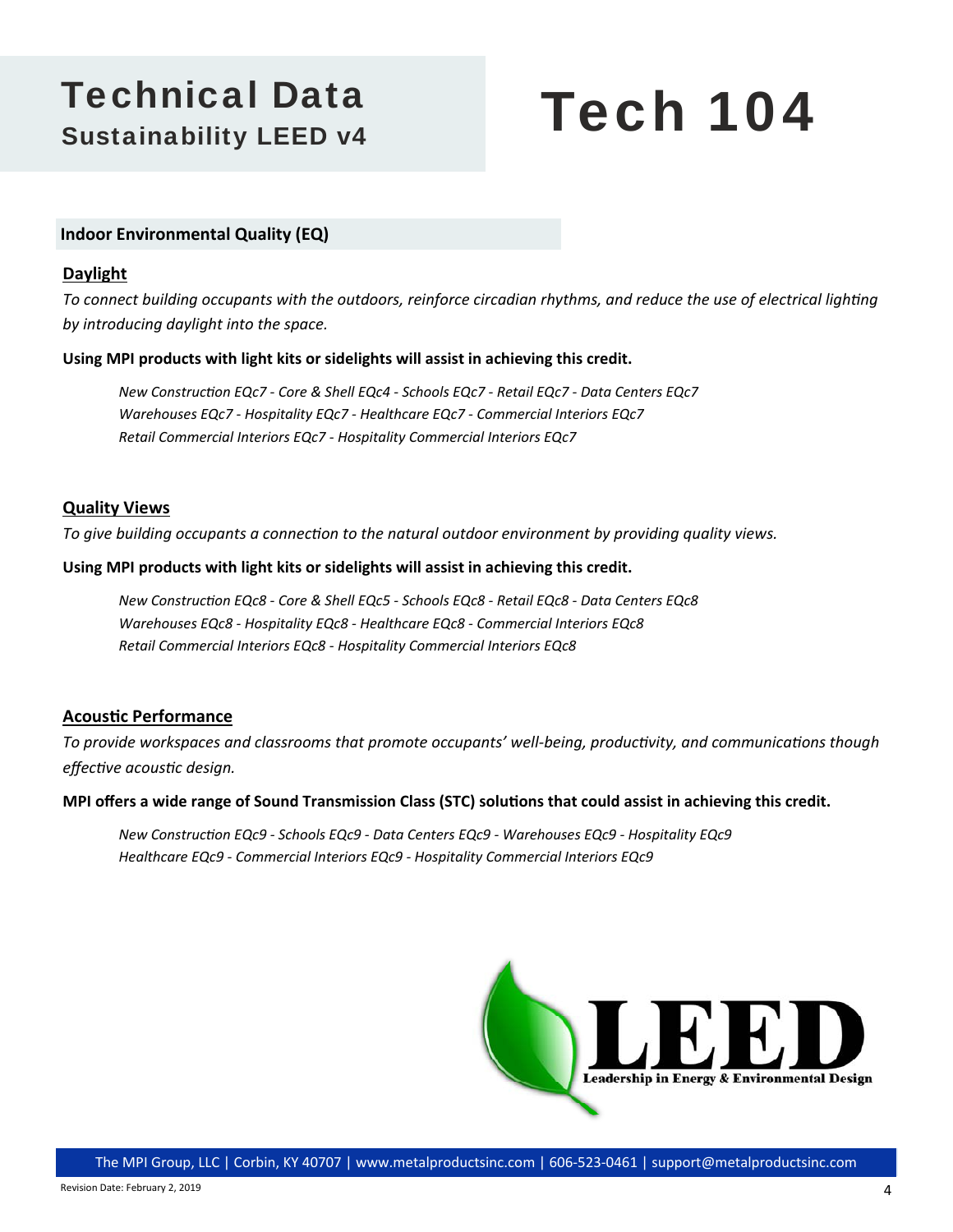# Technical Data

## Sustainability LEED v4

# Tech 104

### Indoor Environmental Quality (EQ)

**Daylight**

*To connect building occupants with the outdoors, reinforce circadian rhythms, and reduce the use of electrical lighting by introducing daylight into the space.*

**Using MPI products with light kits or sidelights will assist in achieving this credit.**

*New Construction EQc7 - Core & Shell EQc4 - Schools EQc7 - Retail EQc7 - Data Centers EQc7*
*Warehouses EQc7 - Hospitality EQc7 - Healthcare EQc7 - Commercial Interiors EQc7*
*Retail Commercial Interiors EQc7 - Hospitality Commercial Interiors EQc7*

**Quality Views**

*To give building occupants a connection to the natural outdoor environment by providing quality views.*

**Using MPI products with light kits or sidelights will assist in achieving this credit.**

*New Construction EQc8 - Core & Shell EQc5 - Schools EQc8 - Retail EQc8 - Data Centers EQc8*
*Warehouses EQc8 - Hospitality EQc8 - Healthcare EQc8 - Commercial Interiors EQc8*
*Retail Commercial Interiors EQc8 - Hospitality Commercial Interiors EQc8*

**Acoustic Performance**

*To provide workspaces and classrooms that promote occupants' well-being, productivity, and communications though effective acoustic design.*

**MPI offers a wide range of Sound Transmission Class (STC) solutions that could assist in achieving this credit.**

*New Construction EQc9 - Schools EQc9 - Data Centers EQc9 - Warehouses EQc9 - Hospitality EQc9*
*Healthcare EQc9 - Commercial Interiors EQc9 - Hospitality Commercial Interiors EQc9*

LEED
Leadership in Energy & Environmental Design

The MPI Group, LLC | Corbin, KY 40707 | www.metalproductsinc.com | 606-523-0461 | support@metalproductsinc.com

Revision Date: February 2, 2019